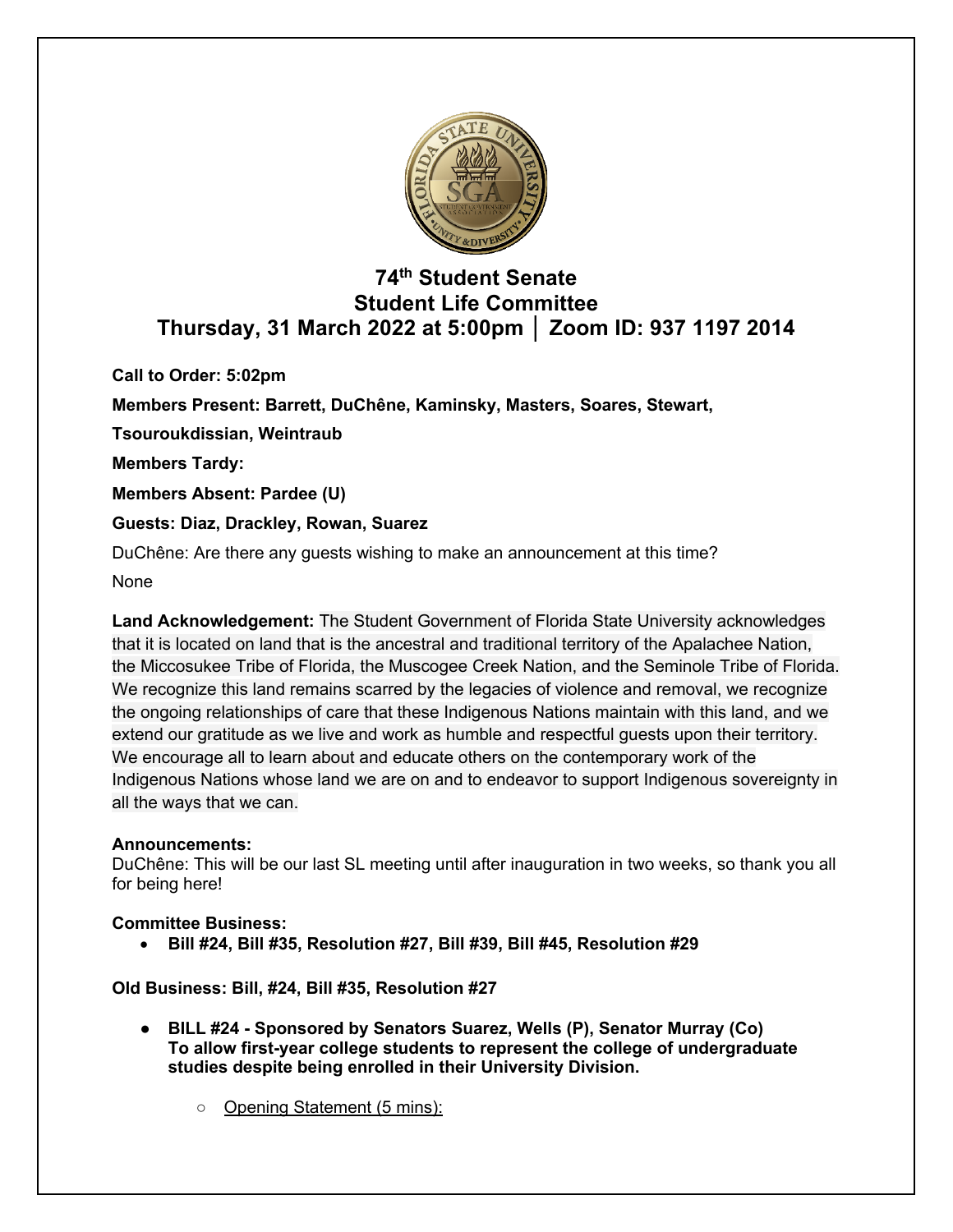# 74th Student Senate
## Student Life Committee
## Thursday, 31 March 2022 at 5:00pm │ Zoom ID: 937 1197 2014

**Call to Order: 5:02pm**

**Members Present: Barrett, DuChêne, Kaminsky, Masters, Soares, Stewart, Tsouroukdissian, Weintraub**

**Members Tardy:**

**Members Absent: Pardee (U)**

**Guests: Diaz, Drackley, Rowan, Suarez**

DuChêne: Are there any guests wishing to make an announcement at this time?

None

**Land Acknowledgement:** The Student Government of Florida State University acknowledges that it is located on land that is the ancestral and traditional territory of the Apalachee Nation, the Miccosukee Tribe of Florida, the Muscogee Creek Nation, and the Seminole Tribe of Florida. We recognize this land remains scarred by the legacies of violence and removal, we recognize the ongoing relationships of care that these Indigenous Nations maintain with this land, and we extend our gratitude as we live and work as humble and respectful guests upon their territory. We encourage all to learn about and educate others on the contemporary work of the Indigenous Nations whose land we are on and to endeavor to support Indigenous sovereignty in all the ways that we can.

**Announcements:**

DuChêne: This will be our last SL meeting until after inauguration in two weeks, so thank you all for being here!

**Committee Business:**

- **Bill #24, Bill #35, Resolution #27, Bill #39, Bill #45, Resolution #29**

**Old Business: Bill, #24, Bill #35, Resolution #27**

- **BILL #24 - Sponsored by Senators Suarez, Wells (P), Senator Murray (Co) To allow first-year college students to represent the college of undergraduate studies despite being enrolled in their University Division.**
  - Opening Statement (5 mins):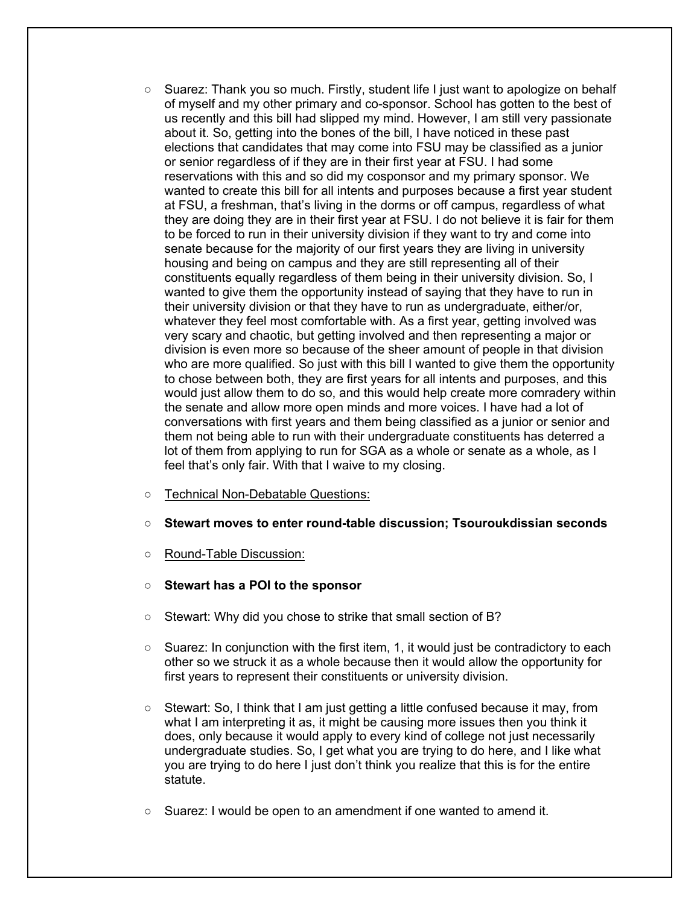- Suarez: Thank you so much. Firstly, student life I just want to apologize on behalf of myself and my other primary and co-sponsor. School has gotten to the best of us recently and this bill had slipped my mind. However, I am still very passionate about it. So, getting into the bones of the bill, I have noticed in these past elections that candidates that may come into FSU may be classified as a junior or senior regardless of if they are in their first year at FSU. I had some reservations with this and so did my cosponsor and my primary sponsor. We wanted to create this bill for all intents and purposes because a first year student at FSU, a freshman, that's living in the dorms or off campus, regardless of what they are doing they are in their first year at FSU. I do not believe it is fair for them to be forced to run in their university division if they want to try and come into senate because for the majority of our first years they are living in university housing and being on campus and they are still representing all of their constituents equally regardless of them being in their university division. So, I wanted to give them the opportunity instead of saying that they have to run in their university division or that they have to run as undergraduate, either/or, whatever they feel most comfortable with. As a first year, getting involved was very scary and chaotic, but getting involved and then representing a major or division is even more so because of the sheer amount of people in that division who are more qualified. So just with this bill I wanted to give them the opportunity to chose between both, they are first years for all intents and purposes, and this would just allow them to do so, and this would help create more comradery within the senate and allow more open minds and more voices. I have had a lot of conversations with first years and them being classified as a junior or senior and them not being able to run with their undergraduate constituents has deterred a lot of them from applying to run for SGA as a whole or senate as a whole, as I feel that's only fair. With that I waive to my closing.
- Technical Non-Debatable Questions:
- **Stewart moves to enter round-table discussion; Tsouroukdissian seconds**
- Round-Table Discussion:
- **Stewart has a POI to the sponsor**
- Stewart: Why did you chose to strike that small section of B?
- Suarez: In conjunction with the first item, 1, it would just be contradictory to each other so we struck it as a whole because then it would allow the opportunity for first years to represent their constituents or university division.
- Stewart: So, I think that I am just getting a little confused because it may, from what I am interpreting it as, it might be causing more issues then you think it does, only because it would apply to every kind of college not just necessarily undergraduate studies. So, I get what you are trying to do here, and I like what you are trying to do here I just don't think you realize that this is for the entire statute.
- Suarez: I would be open to an amendment if one wanted to amend it.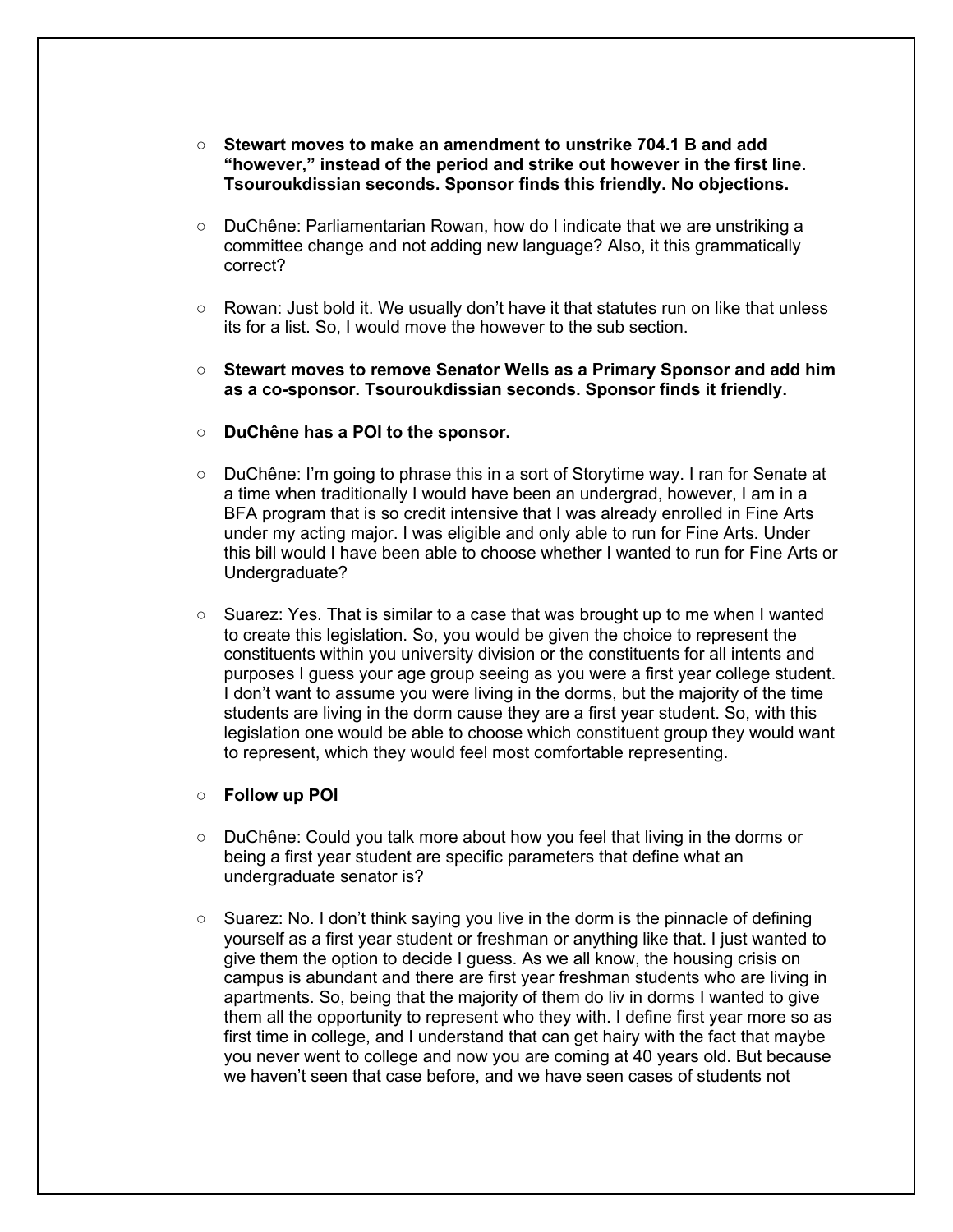- **Stewart moves to make an amendment to unstrike 704.1 B and add "however," instead of the period and strike out however in the first line. Tsouroukdissian seconds. Sponsor finds this friendly. No objections.**

- DuChêne: Parliamentarian Rowan, how do I indicate that we are unstriking a committee change and not adding new language? Also, it this grammatically correct?

- Rowan: Just bold it. We usually don't have it that statutes run on like that unless its for a list. So, I would move the however to the sub section.

- **Stewart moves to remove Senator Wells as a Primary Sponsor and add him as a co-sponsor. Tsouroukdissian seconds. Sponsor finds it friendly.**

- **DuChêne has a POI to the sponsor.**

- DuChêne: I'm going to phrase this in a sort of Storytime way. I ran for Senate at a time when traditionally I would have been an undergrad, however, I am in a BFA program that is so credit intensive that I was already enrolled in Fine Arts under my acting major. I was eligible and only able to run for Fine Arts. Under this bill would I have been able to choose whether I wanted to run for Fine Arts or Undergraduate?

- Suarez: Yes. That is similar to a case that was brought up to me when I wanted to create this legislation. So, you would be given the choice to represent the constituents within you university division or the constituents for all intents and purposes I guess your age group seeing as you were a first year college student. I don't want to assume you were living in the dorms, but the majority of the time students are living in the dorm cause they are a first year student. So, with this legislation one would be able to choose which constituent group they would want to represent, which they would feel most comfortable representing.

- **Follow up POI**

- DuChêne: Could you talk more about how you feel that living in the dorms or being a first year student are specific parameters that define what an undergraduate senator is?

- Suarez: No. I don't think saying you live in the dorm is the pinnacle of defining yourself as a first year student or freshman or anything like that. I just wanted to give them the option to decide I guess. As we all know, the housing crisis on campus is abundant and there are first year freshman students who are living in apartments. So, being that the majority of them do liv in dorms I wanted to give them all the opportunity to represent who they with. I define first year more so as first time in college, and I understand that can get hairy with the fact that maybe you never went to college and now you are coming at 40 years old. But because we haven't seen that case before, and we have seen cases of students not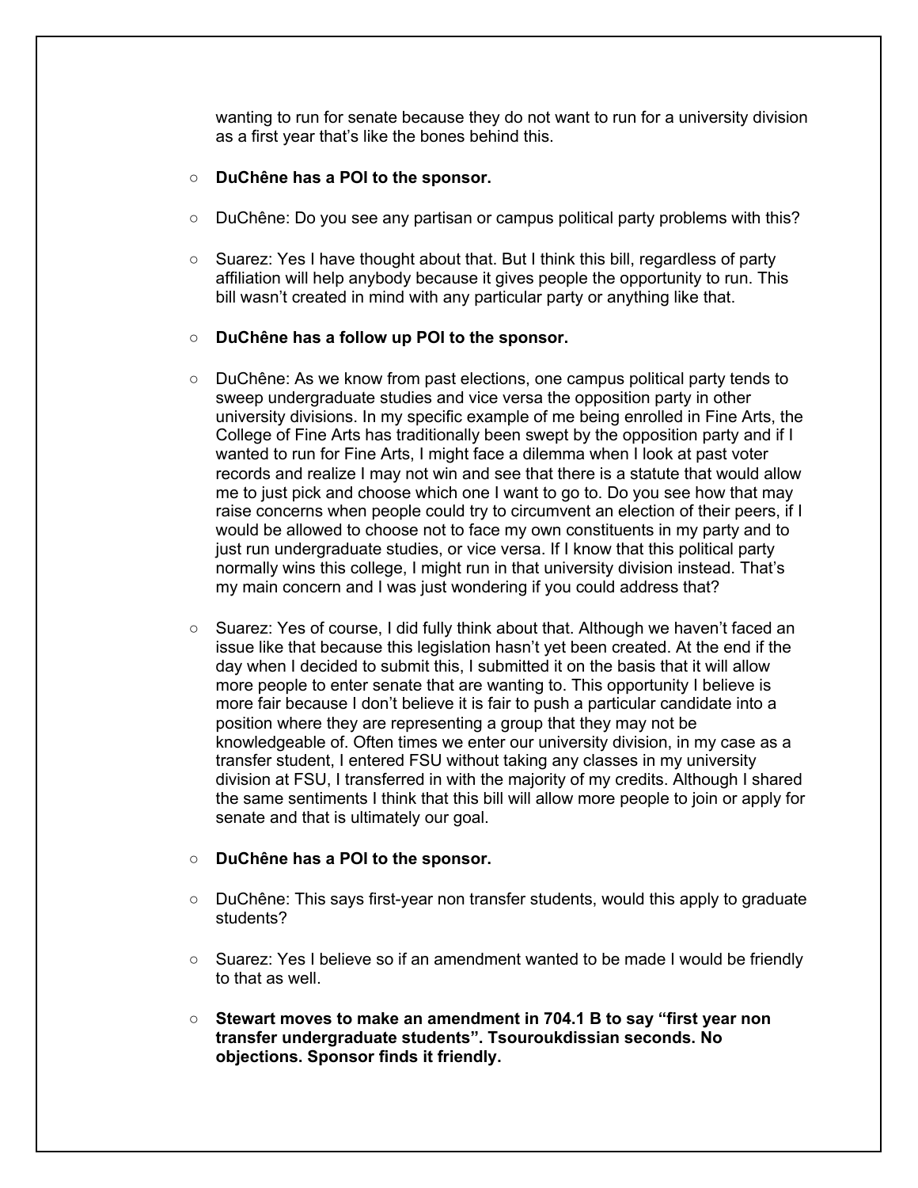wanting to run for senate because they do not want to run for a university division as a first year that's like the bones behind this.

- **DuChêne has a POI to the sponsor.**
- DuChêne: Do you see any partisan or campus political party problems with this?
- Suarez: Yes I have thought about that. But I think this bill, regardless of party affiliation will help anybody because it gives people the opportunity to run. This bill wasn't created in mind with any particular party or anything like that.
- **DuChêne has a follow up POI to the sponsor.**
- DuChêne: As we know from past elections, one campus political party tends to sweep undergraduate studies and vice versa the opposition party in other university divisions. In my specific example of me being enrolled in Fine Arts, the College of Fine Arts has traditionally been swept by the opposition party and if I wanted to run for Fine Arts, I might face a dilemma when I look at past voter records and realize I may not win and see that there is a statute that would allow me to just pick and choose which one I want to go to. Do you see how that may raise concerns when people could try to circumvent an election of their peers, if I would be allowed to choose not to face my own constituents in my party and to just run undergraduate studies, or vice versa. If I know that this political party normally wins this college, I might run in that university division instead. That's my main concern and I was just wondering if you could address that?
- Suarez: Yes of course, I did fully think about that. Although we haven't faced an issue like that because this legislation hasn't yet been created. At the end if the day when I decided to submit this, I submitted it on the basis that it will allow more people to enter senate that are wanting to. This opportunity I believe is more fair because I don't believe it is fair to push a particular candidate into a position where they are representing a group that they may not be knowledgeable of. Often times we enter our university division, in my case as a transfer student, I entered FSU without taking any classes in my university division at FSU, I transferred in with the majority of my credits. Although I shared the same sentiments I think that this bill will allow more people to join or apply for senate and that is ultimately our goal.
- **DuChêne has a POI to the sponsor.**
- DuChêne: This says first-year non transfer students, would this apply to graduate students?
- Suarez: Yes I believe so if an amendment wanted to be made I would be friendly to that as well.
- **Stewart moves to make an amendment in 704.1 B to say "first year non transfer undergraduate students". Tsouroukdissian seconds. No objections. Sponsor finds it friendly.**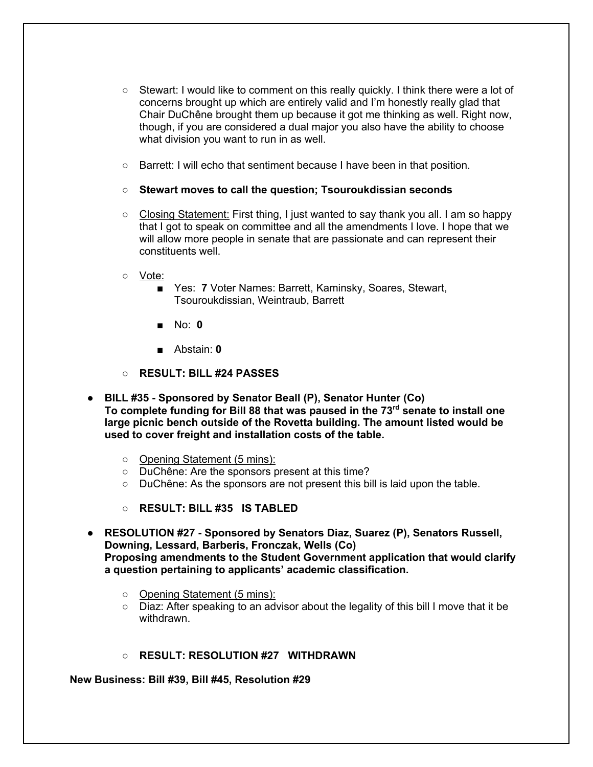- Stewart: I would like to comment on this really quickly. I think there were a lot of concerns brought up which are entirely valid and I'm honestly really glad that Chair DuChêne brought them up because it got me thinking as well. Right now, though, if you are considered a dual major you also have the ability to choose what division you want to run in as well.

- Barrett: I will echo that sentiment because I have been in that position.

- **Stewart moves to call the question; Tsouroukdissian seconds**

- <u>Closing Statement:</u> First thing, I just wanted to say thank you all. I am so happy that I got to speak on committee and all the amendments I love. I hope that we will allow more people in senate that are passionate and can represent their constituents well.

- <u>Vote:</u>
    - Yes: **7** Voter Names: Barrett, Kaminsky, Soares, Stewart, Tsouroukdissian, Weintraub, Barrett

    - No: **0**

    - Abstain: **0**

- **RESULT: BILL #24 PASSES**

- **BILL #35 - Sponsored by Senator Beall (P), Senator Hunter (Co)**
  **To complete funding for Bill 88 that was paused in the 73rd senate to install one large picnic bench outside of the Rovetta building. The amount listed would be used to cover freight and installation costs of the table.**

    - <u>Opening Statement (5 mins):</u>
    - DuChêne: Are the sponsors present at this time?
    - DuChêne: As the sponsors are not present this bill is laid upon the table.

    - **RESULT: BILL #35 IS TABLED**

- **RESOLUTION #27 - Sponsored by Senators Diaz, Suarez (P), Senators Russell, Downing, Lessard, Barberis, Fronczak, Wells (Co)**
  **Proposing amendments to the Student Government application that would clarify a question pertaining to applicants' academic classification.**

    - <u>Opening Statement (5 mins):</u>
    - Diaz: After speaking to an advisor about the legality of this bill I move that it be withdrawn.

    - **RESULT: RESOLUTION #27 WITHDRAWN**

**New Business: Bill #39, Bill #45, Resolution #29**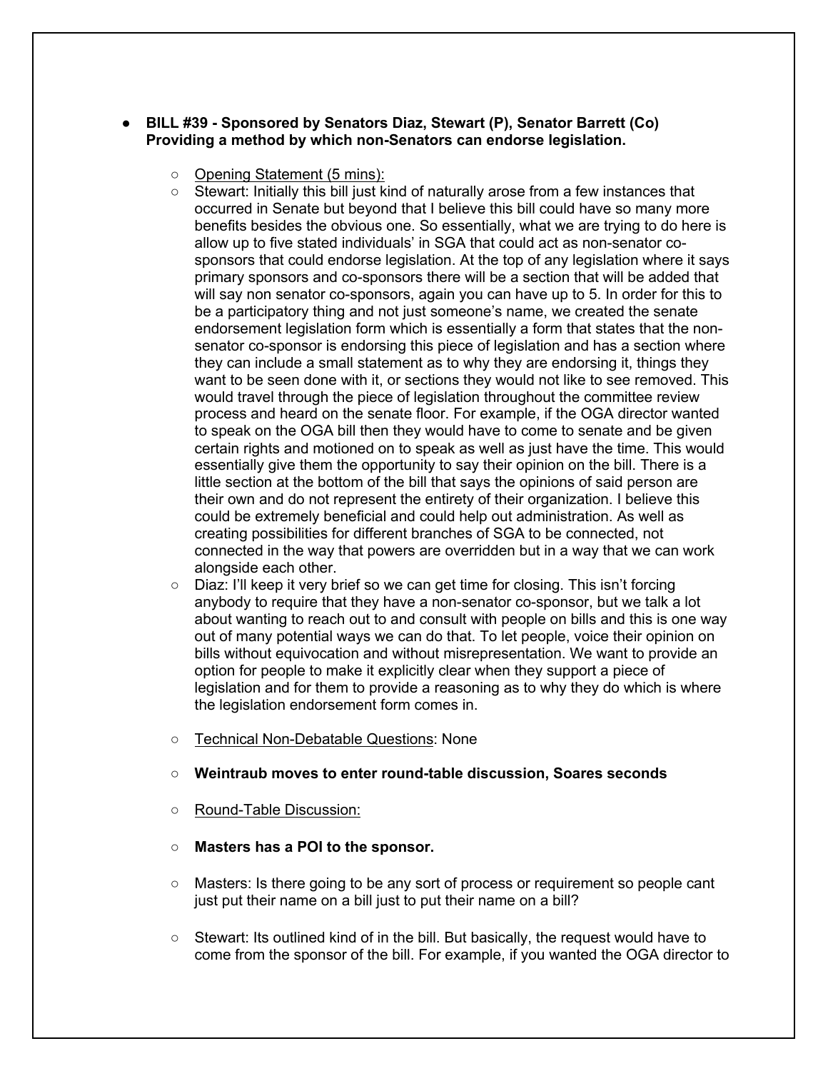- **BILL #39 - Sponsored by Senators Diaz, Stewart (P), Senator Barrett (Co) Providing a method by which non-Senators can endorse legislation.**

    - Opening Statement (5 mins):
    - Stewart: Initially this bill just kind of naturally arose from a few instances that occurred in Senate but beyond that I believe this bill could have so many more benefits besides the obvious one. So essentially, what we are trying to do here is allow up to five stated individuals' in SGA that could act as non-senator co-sponsors that could endorse legislation. At the top of any legislation where it says primary sponsors and co-sponsors there will be a section that will be added that will say non senator co-sponsors, again you can have up to 5. In order for this to be a participatory thing and not just someone's name, we created the senate endorsement legislation form which is essentially a form that states that the non-senator co-sponsor is endorsing this piece of legislation and has a section where they can include a small statement as to why they are endorsing it, things they want to be seen done with it, or sections they would not like to see removed. This would travel through the piece of legislation throughout the committee review process and heard on the senate floor. For example, if the OGA director wanted to speak on the OGA bill then they would have to come to senate and be given certain rights and motioned on to speak as well as just have the time. This would essentially give them the opportunity to say their opinion on the bill. There is a little section at the bottom of the bill that says the opinions of said person are their own and do not represent the entirety of their organization. I believe this could be extremely beneficial and could help out administration. As well as creating possibilities for different branches of SGA to be connected, not connected in the way that powers are overridden but in a way that we can work alongside each other.
    - Diaz: I'll keep it very brief so we can get time for closing. This isn't forcing anybody to require that they have a non-senator co-sponsor, but we talk a lot about wanting to reach out to and consult with people on bills and this is one way out of many potential ways we can do that. To let people, voice their opinion on bills without equivocation and without misrepresentation. We want to provide an option for people to make it explicitly clear when they support a piece of legislation and for them to provide a reasoning as to why they do which is where the legislation endorsement form comes in.

    - Technical Non-Debatable Questions: None

    - **Weintraub moves to enter round-table discussion, Soares seconds**

    - Round-Table Discussion:

    - **Masters has a POI to the sponsor.**

    - Masters: Is there going to be any sort of process or requirement so people cant just put their name on a bill just to put their name on a bill?

    - Stewart: Its outlined kind of in the bill. But basically, the request would have to come from the sponsor of the bill. For example, if you wanted the OGA director to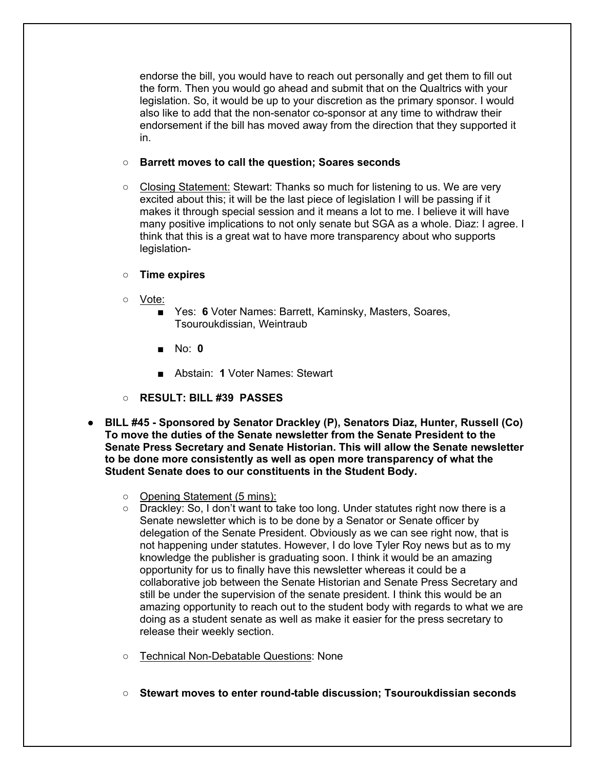endorse the bill, you would have to reach out personally and get them to fill out the form. Then you would go ahead and submit that on the Qualtrics with your legislation. So, it would be up to your discretion as the primary sponsor. I would also like to add that the non-senator co-sponsor at any time to withdraw their endorsement if the bill has moved away from the direction that they supported it in.

- **Barrett moves to call the question; Soares seconds**
- Closing Statement: Stewart: Thanks so much for listening to us. We are very excited about this; it will be the last piece of legislation I will be passing if it makes it through special session and it means a lot to me. I believe it will have many positive implications to not only senate but SGA as a whole. Diaz: I agree. I think that this is a great wat to have more transparency about who supports legislation-
- **Time expires**
- Vote:
  - Yes: **6** Voter Names: Barrett, Kaminsky, Masters, Soares, Tsouroukdissian, Weintraub
  - No: **0**
  - Abstain: **1** Voter Names: Stewart
- **RESULT: BILL #39 PASSES**

- **BILL #45 - Sponsored by Senator Drackley (P), Senators Diaz, Hunter, Russell (Co) To move the duties of the Senate newsletter from the Senate President to the Senate Press Secretary and Senate Historian. This will allow the Senate newsletter to be done more consistently as well as open more transparency of what the Student Senate does to our constituents in the Student Body.**
  - Opening Statement (5 mins):
  - Drackley: So, I don't want to take too long. Under statutes right now there is a Senate newsletter which is to be done by a Senator or Senate officer by delegation of the Senate President. Obviously as we can see right now, that is not happening under statutes. However, I do love Tyler Roy news but as to my knowledge the publisher is graduating soon. I think it would be an amazing opportunity for us to finally have this newsletter whereas it could be a collaborative job between the Senate Historian and Senate Press Secretary and still be under the supervision of the senate president. I think this would be an amazing opportunity to reach out to the student body with regards to what we are doing as a student senate as well as make it easier for the press secretary to release their weekly section.
  - Technical Non-Debatable Questions: None
  - **Stewart moves to enter round-table discussion; Tsouroukdissian seconds**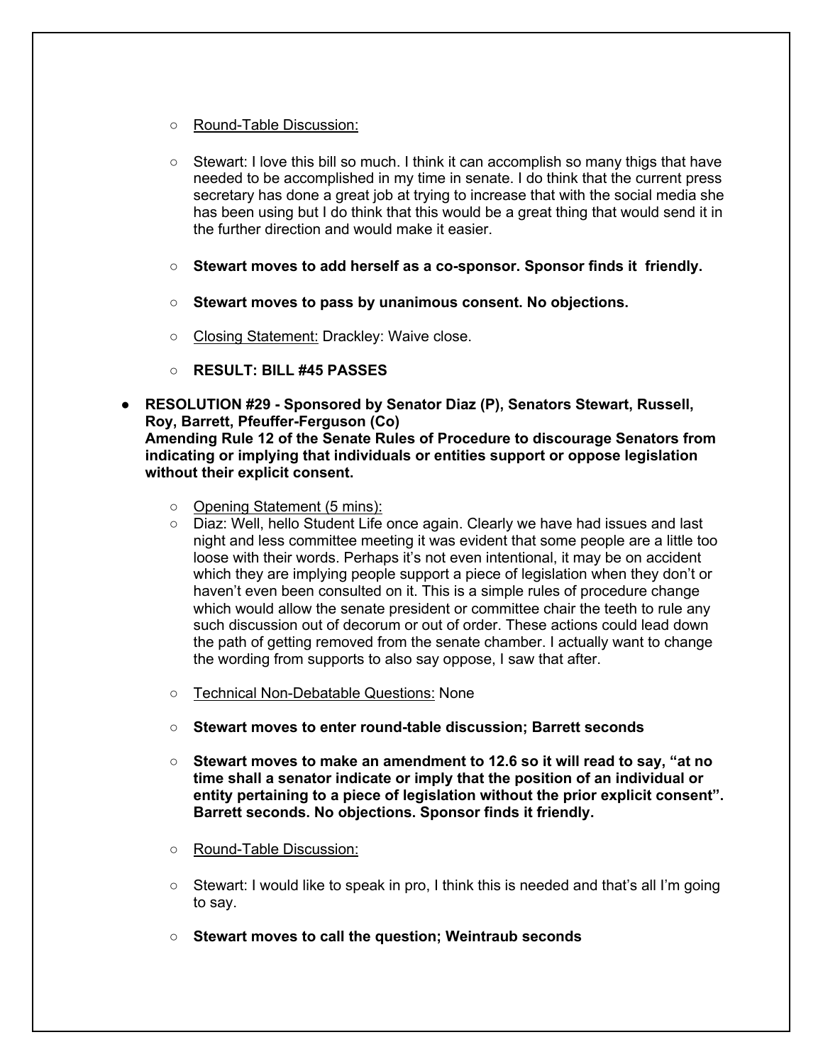- Round-Table Discussion:

- Stewart: I love this bill so much. I think it can accomplish so many thigs that have needed to be accomplished in my time in senate. I do think that the current press secretary has done a great job at trying to increase that with the social media she has been using but I do think that this would be a great thing that would send it in the further direction and would make it easier.

- **Stewart moves to add herself as a co-sponsor. Sponsor finds it friendly.**

- **Stewart moves to pass by unanimous consent. No objections.**

- Closing Statement: Drackley: Waive close.

- **RESULT: BILL #45 PASSES**

- **RESOLUTION #29 - Sponsored by Senator Diaz (P), Senators Stewart, Russell, Roy, Barrett, Pfeuffer-Ferguson (Co)**
  **Amending Rule 12 of the Senate Rules of Procedure to discourage Senators from indicating or implying that individuals or entities support or oppose legislation without their explicit consent.**

  - Opening Statement (5 mins):
  - Diaz: Well, hello Student Life once again. Clearly we have had issues and last night and less committee meeting it was evident that some people are a little too loose with their words. Perhaps it's not even intentional, it may be on accident which they are implying people support a piece of legislation when they don't or haven't even been consulted on it. This is a simple rules of procedure change which would allow the senate president or committee chair the teeth to rule any such discussion out of decorum or out of order. These actions could lead down the path of getting removed from the senate chamber. I actually want to change the wording from supports to also say oppose, I saw that after.

  - Technical Non-Debatable Questions: None

  - **Stewart moves to enter round-table discussion; Barrett seconds**

  - **Stewart moves to make an amendment to 12.6 so it will read to say, "at no time shall a senator indicate or imply that the position of an individual or entity pertaining to a piece of legislation without the prior explicit consent". Barrett seconds. No objections. Sponsor finds it friendly.**

  - Round-Table Discussion:

  - Stewart: I would like to speak in pro, I think this is needed and that's all I'm going to say.

  - **Stewart moves to call the question; Weintraub seconds**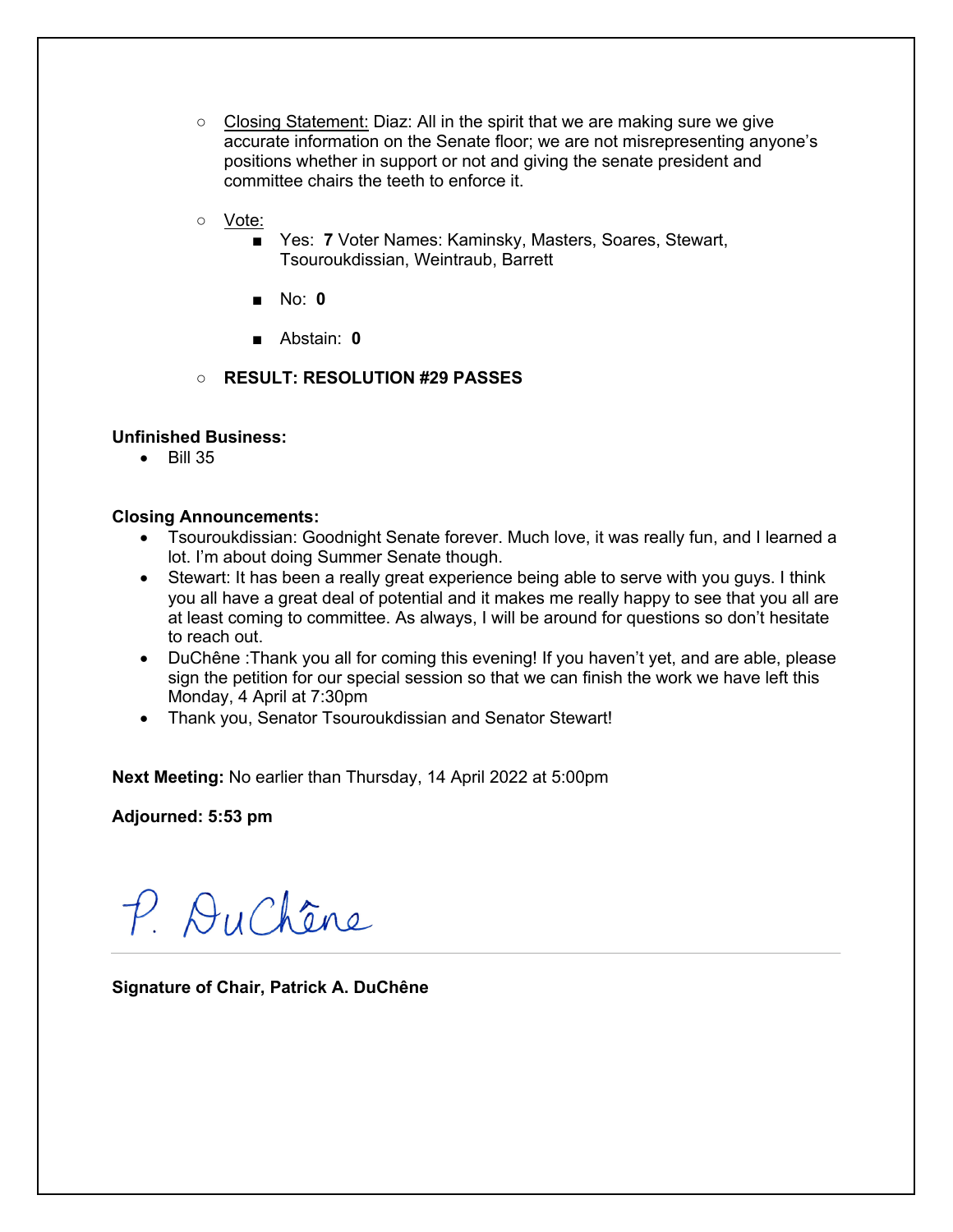- Closing Statement: Diaz: All in the spirit that we are making sure we give accurate information on the Senate floor; we are not misrepresenting anyone's positions whether in support or not and giving the senate president and committee chairs the teeth to enforce it.

- Vote:
  - Yes: **7** Voter Names: Kaminsky, Masters, Soares, Stewart, Tsouroukdissian, Weintraub, Barrett
  - No: **0**
  - Abstain: **0**

- **RESULT: RESOLUTION #29 PASSES**

**Unfinished Business:**

- Bill 35

**Closing Announcements:**

- Tsouroukdissian: Goodnight Senate forever. Much love, it was really fun, and I learned a lot. I'm about doing Summer Senate though.
- Stewart: It has been a really great experience being able to serve with you guys. I think you all have a great deal of potential and it makes me really happy to see that you all are at least coming to committee. As always, I will be around for questions so don't hesitate to reach out.
- DuChêne :Thank you all for coming this evening! If you haven't yet, and are able, please sign the petition for our special session so that we can finish the work we have left this Monday, 4 April at 7:30pm
- Thank you, Senator Tsouroukdissian and Senator Stewart!

**Next Meeting:** No earlier than Thursday, 14 April 2022 at 5:00pm

**Adjourned: 5:53 pm**

P. DuChêne

**Signature of Chair, Patrick A. DuChêne**